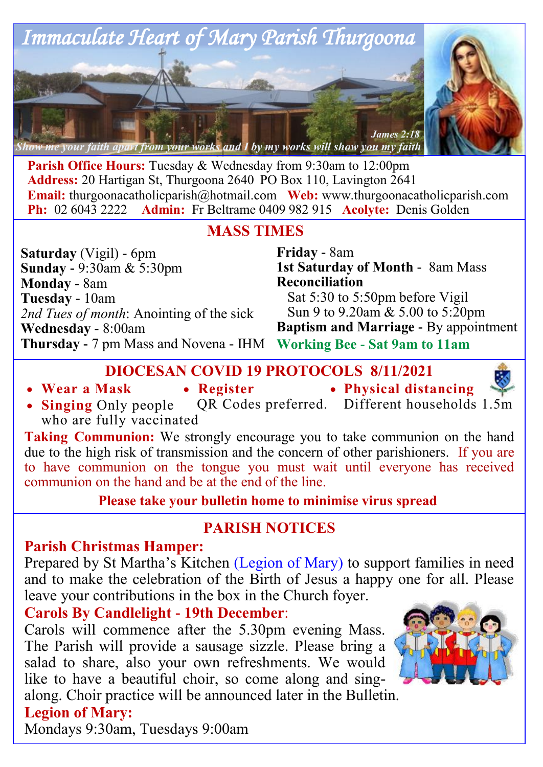# Immaculate Heart of Mary Parish Thurgoona

*Show me your faith apart from your works and I by my works will show you my faith* — James 2:18

**Parish Office Hours:** Tuesday & Wednesday from 9:30am to 12:00pm
**Address:** 20 Hartigan St, Thurgoona 2640 PO Box 110, Lavington 2641
**Email:** thurgoonacatholicparish@hotmail.com **Web:** www.thurgoonacatholicparish.com
**Ph:** 02 6043 2222 **Admin:** Fr Beltrame 0409 982 915 **Acolyte:** Denis Golden

## MASS TIMES

**Saturday** (Vigil) - 6pm
**Sunday** - 9:30am & 5:30pm
**Monday** - 8am
**Tuesday** - 10am
*2nd Tues of month*: Anointing of the sick
**Wednesday** - 8:00am
**Thursday** - 7 pm Mass and Novena - IHM
**Friday** - 8am
**1st Saturday of Month** - 8am Mass
**Reconciliation**
Sat 5:30 to 5:50pm before Vigil
Sun 9 to 9.20am & 5.00 to 5:20pm
**Baptism and Marriage** - By appointment
**Working Bee - Sat 9am to 11am**

## DIOCESAN COVID 19 PROTOCOLS 8/11/2021

- **Wear a Mask**
- **Register** QR Codes preferred.
- **Physical distancing** Different households 1.5m
- **Singing** Only people who are fully vaccinated

**Taking Communion:** We strongly encourage you to take communion on the hand due to the high risk of transmission and the concern of other parishioners. If you are to have communion on the tongue you must wait until everyone has received communion on the hand and be at the end of the line.

**Please take your bulletin home to minimise virus spread**

## PARISH NOTICES

### Parish Christmas Hamper:

Prepared by St Martha's Kitchen (Legion of Mary) to support families in need and to make the celebration of the Birth of Jesus a happy one for all. Please leave your contributions in the box in the Church foyer.

### Carols By Candlelight - 19th December:

Carols will commence after the 5.30pm evening Mass. The Parish will provide a sausage sizzle. Please bring a salad to share, also your own refreshments. We would like to have a beautiful choir, so come along and sing-along. Choir practice will be announced later in the Bulletin.

### Legion of Mary:

Mondays 9:30am, Tuesdays 9:00am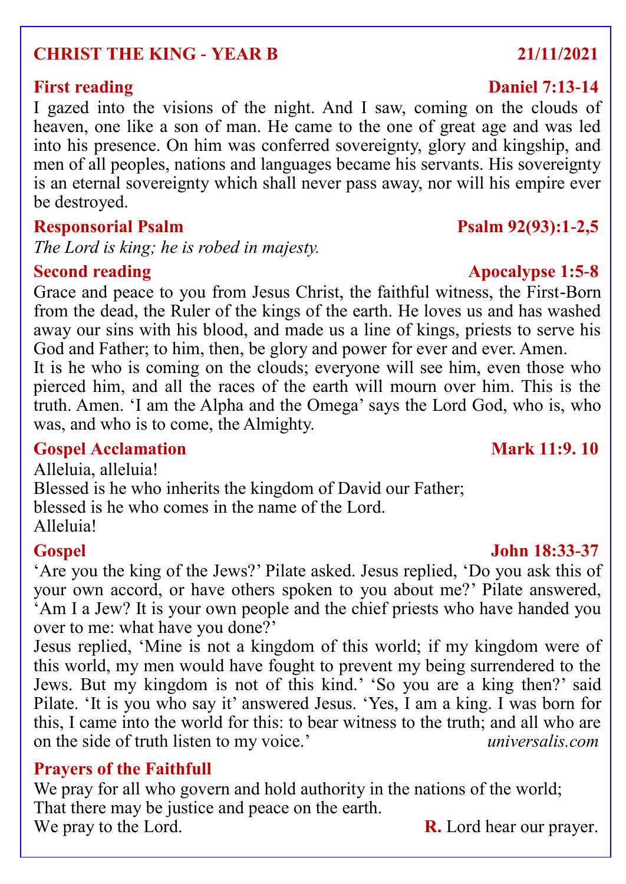## CHRIST THE KING - YEAR B — 21/11/2021

### First reading — Daniel 7:13-14

I gazed into the visions of the night. And I saw, coming on the clouds of heaven, one like a son of man. He came to the one of great age and was led into his presence. On him was conferred sovereignty, glory and kingship, and men of all peoples, nations and languages became his servants. His sovereignty is an eternal sovereignty which shall never pass away, nor will his empire ever be destroyed.

### Responsorial Psalm — Psalm 92(93):1-2,5

*The Lord is king; he is robed in majesty.*

### Second reading — Apocalypse 1:5-8

Grace and peace to you from Jesus Christ, the faithful witness, the First-Born from the dead, the Ruler of the kings of the earth. He loves us and has washed away our sins with his blood, and made us a line of kings, priests to serve his God and Father; to him, then, be glory and power for ever and ever. Amen.

It is he who is coming on the clouds; everyone will see him, even those who pierced him, and all the races of the earth will mourn over him. This is the truth. Amen. 'I am the Alpha and the Omega' says the Lord God, who is, who was, and who is to come, the Almighty.

### Gospel Acclamation — Mark 11:9. 10

Alleluia, alleluia!
Blessed is he who inherits the kingdom of David our Father;
blessed is he who comes in the name of the Lord.
Alleluia!

### Gospel — John 18:33-37

'Are you the king of the Jews?' Pilate asked. Jesus replied, 'Do you ask this of your own accord, or have others spoken to you about me?' Pilate answered, 'Am I a Jew? It is your own people and the chief priests who have handed you over to me: what have you done?'

Jesus replied, 'Mine is not a kingdom of this world; if my kingdom were of this world, my men would have fought to prevent my being surrendered to the Jews. But my kingdom is not of this kind.' 'So you are a king then?' said Pilate. 'It is you who say it' answered Jesus. 'Yes, I am a king. I was born for this, I came into the world for this: to bear witness to the truth; and all who are on the side of truth listen to my voice.'

*universalis.com*

### Prayers of the Faithfull

We pray for all who govern and hold authority in the nations of the world;
That there may be justice and peace on the earth.
We pray to the Lord. **R.** Lord hear our prayer.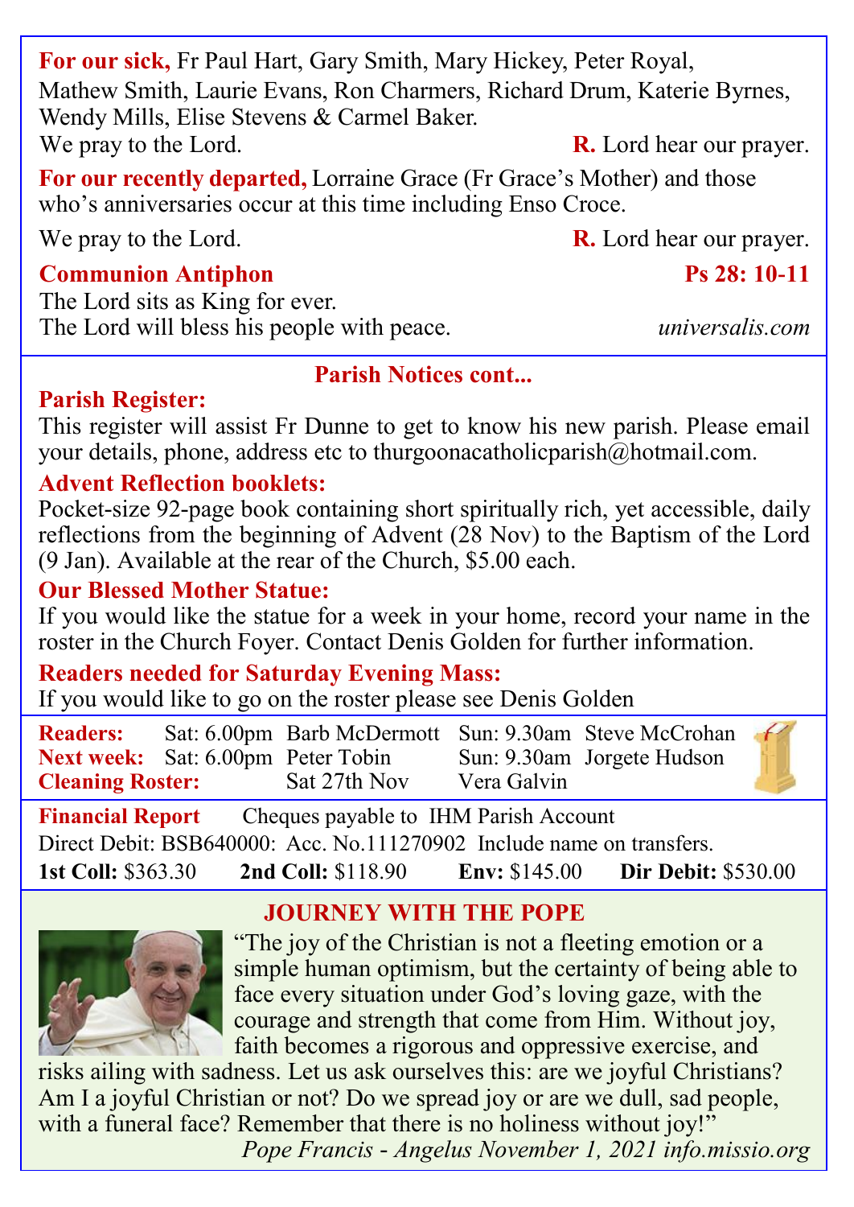**For our sick,** Fr Paul Hart, Gary Smith, Mary Hickey, Peter Royal, Mathew Smith, Laurie Evans, Ron Charmers, Richard Drum, Katerie Byrnes, Wendy Mills, Elise Stevens & Carmel Baker.

We pray to the Lord. **R.** Lord hear our prayer.

**For our recently departed,** Lorraine Grace (Fr Grace's Mother) and those who's anniversaries occur at this time including Enso Croce.

We pray to the Lord. **R.** Lord hear our prayer.

**Communion Antiphon** **Ps 28: 10-11**

The Lord sits as King for ever.
The Lord will bless his people with peace. *universalis.com*

## Parish Notices cont...

**Parish Register:**
This register will assist Fr Dunne to get to know his new parish. Please email your details, phone, address etc to thurgoonacatholicparish@hotmail.com.

**Advent Reflection booklets:**
Pocket-size 92-page book containing short spiritually rich, yet accessible, daily reflections from the beginning of Advent (28 Nov) to the Baptism of the Lord (9 Jan). Available at the rear of the Church, $5.00 each.

**Our Blessed Mother Statue:**
If you would like the statue for a week in your home, record your name in the roster in the Church Foyer. Contact Denis Golden for further information.

**Readers needed for Saturday Evening Mass:**
If you would like to go on the roster please see Denis Golden

| | | | | |
|---|---|---|---|---|
| **Readers:** | Sat: 6.00pm | Barb McDermott | Sun: 9.30am | Steve McCrohan |
| **Next week:** | Sat: 6.00pm | Peter Tobin | Sun: 9.30am | Jorgete Hudson |
| **Cleaning Roster:** | | Sat 27th Nov | Vera Galvin | |

**Financial Report** Cheques payable to IHM Parish Account

Direct Debit: BSB640000: Acc. No.111270902 Include name on transfers.

**1st Coll:** $363.30 **2nd Coll:** $118.90 **Env:** $145.00 **Dir Debit:** $530.00

## JOURNEY WITH THE POPE

"The joy of the Christian is not a fleeting emotion or a simple human optimism, but the certainty of being able to face every situation under God's loving gaze, with the courage and strength that come from Him. Without joy, faith becomes a rigorous and oppressive exercise, and risks ailing with sadness. Let us ask ourselves this: are we joyful Christians? Am I a joyful Christian or not? Do we spread joy or are we dull, sad people, with a funeral face? Remember that there is no holiness without joy!"

*Pope Francis - Angelus November 1, 2021 info.missio.org*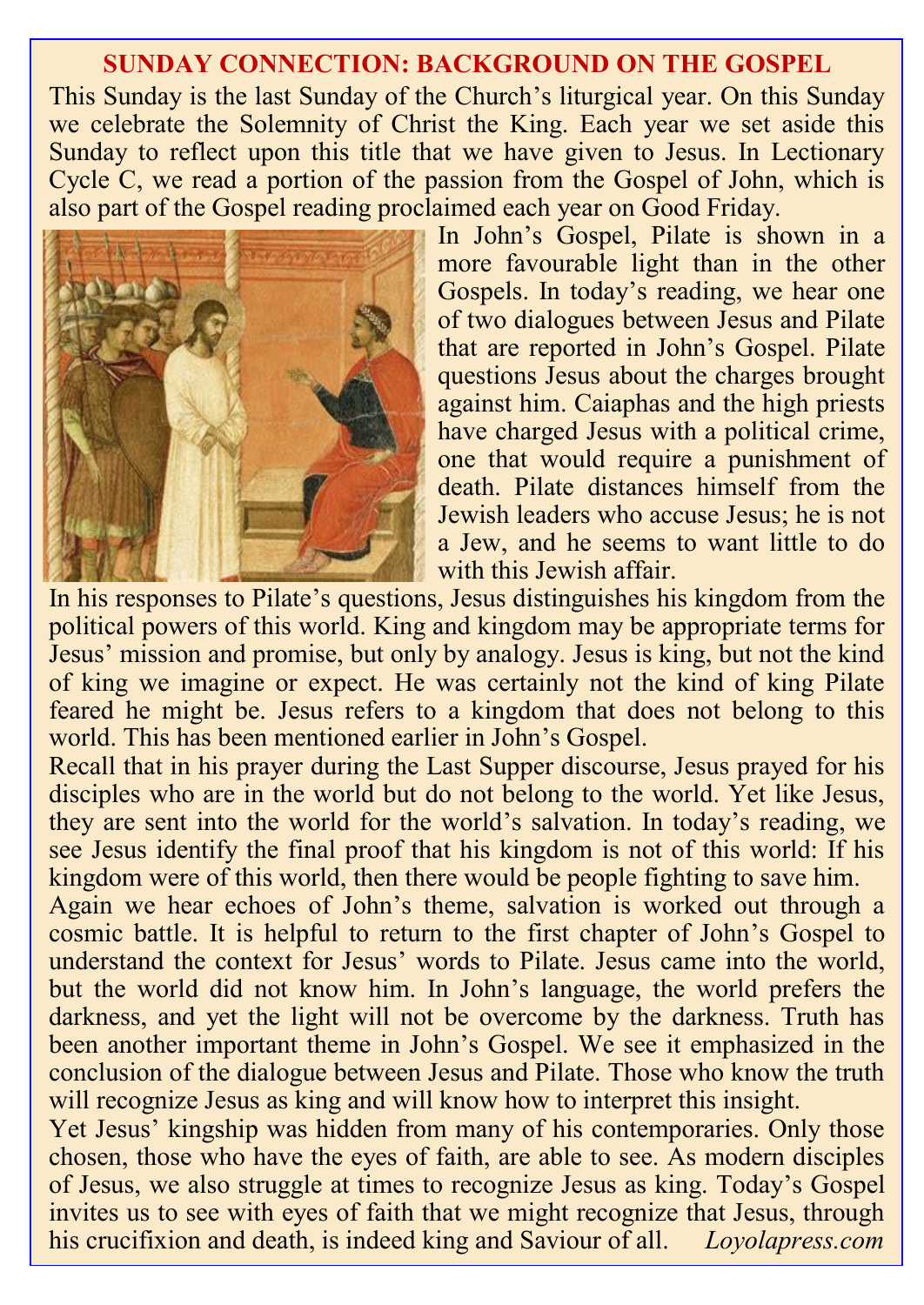## SUNDAY CONNECTION: BACKGROUND ON THE GOSPEL

This Sunday is the last Sunday of the Church's liturgical year. On this Sunday we celebrate the Solemnity of Christ the King. Each year we set aside this Sunday to reflect upon this title that we have given to Jesus. In Lectionary Cycle C, we read a portion of the passion from the Gospel of John, which is also part of the Gospel reading proclaimed each year on Good Friday.

In John's Gospel, Pilate is shown in a more favourable light than in the other Gospels. In today's reading, we hear one of two dialogues between Jesus and Pilate that are reported in John's Gospel. Pilate questions Jesus about the charges brought against him. Caiaphas and the high priests have charged Jesus with a political crime, one that would require a punishment of death. Pilate distances himself from the Jewish leaders who accuse Jesus; he is not a Jew, and he seems to want little to do with this Jewish affair.

In his responses to Pilate's questions, Jesus distinguishes his kingdom from the political powers of this world. King and kingdom may be appropriate terms for Jesus' mission and promise, but only by analogy. Jesus is king, but not the kind of king we imagine or expect. He was certainly not the kind of king Pilate feared he might be. Jesus refers to a kingdom that does not belong to this world. This has been mentioned earlier in John's Gospel.

Recall that in his prayer during the Last Supper discourse, Jesus prayed for his disciples who are in the world but do not belong to the world. Yet like Jesus, they are sent into the world for the world's salvation. In today's reading, we see Jesus identify the final proof that his kingdom is not of this world: If his kingdom were of this world, then there would be people fighting to save him.

Again we hear echoes of John's theme, salvation is worked out through a cosmic battle. It is helpful to return to the first chapter of John's Gospel to understand the context for Jesus' words to Pilate. Jesus came into the world, but the world did not know him. In John's language, the world prefers the darkness, and yet the light will not be overcome by the darkness. Truth has been another important theme in John's Gospel. We see it emphasized in the conclusion of the dialogue between Jesus and Pilate. Those who know the truth will recognize Jesus as king and will know how to interpret this insight.

Yet Jesus' kingship was hidden from many of his contemporaries. Only those chosen, those who have the eyes of faith, are able to see. As modern disciples of Jesus, we also struggle at times to recognize Jesus as king. Today's Gospel invites us to see with eyes of faith that we might recognize that Jesus, through his crucifixion and death, is indeed king and Saviour of all. *Loyolapress.com*